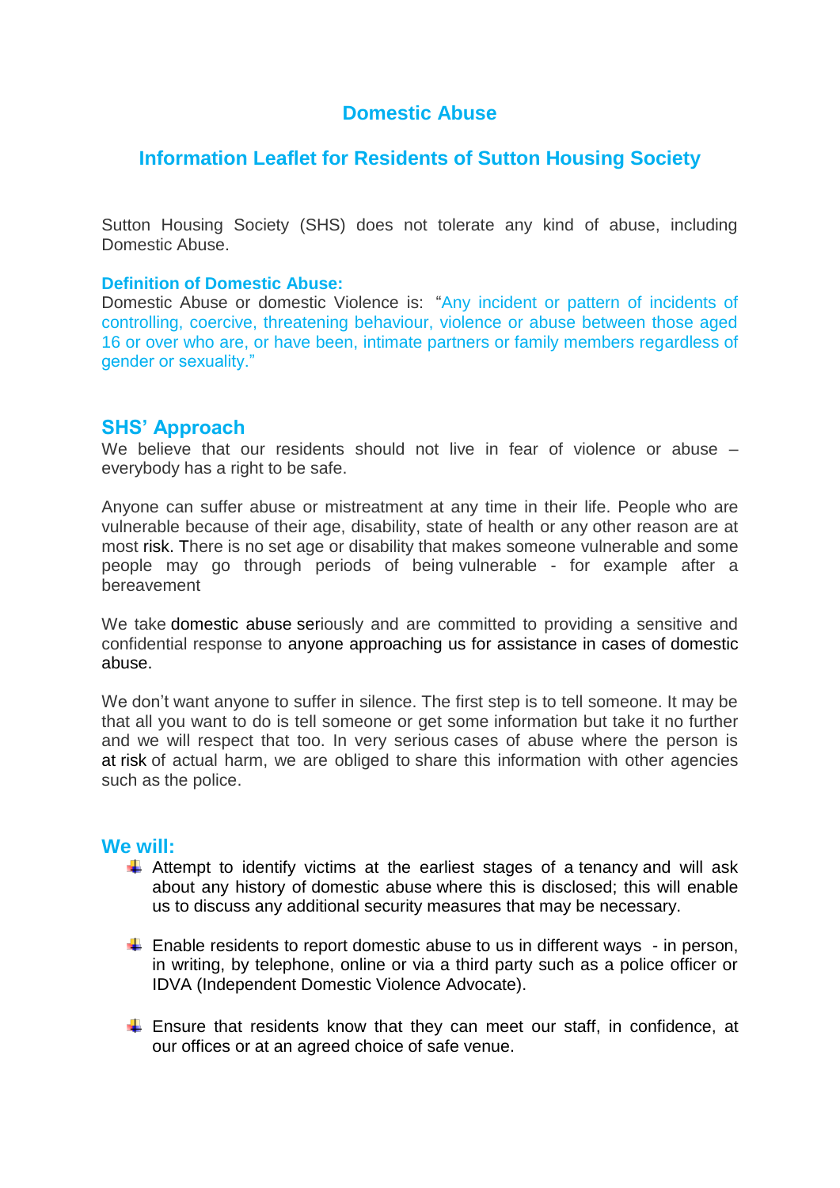# Domestic Abuse

## Information Leaflet for Residents of Sutton Housing Society

Sutton Housing Society (SHS) does not tolerate any kind of abuse, including Domestic Abuse.

**Definition of Domestic Abuse:**
Domestic Abuse or domestic Violence is: "Any incident or pattern of incidents of controlling, coercive, threatening behaviour, violence or abuse between those aged 16 or over who are, or have been, intimate partners or family members regardless of gender or sexuality."

## SHS' Approach

We believe that our residents should not live in fear of violence or abuse – everybody has a right to be safe.

Anyone can suffer abuse or mistreatment at any time in their life. People who are vulnerable because of their age, disability, state of health or any other reason are at most risk. There is no set age or disability that makes someone vulnerable and some people may go through periods of being vulnerable - for example after a bereavement

We take domestic abuse seriously and are committed to providing a sensitive and confidential response to anyone approaching us for assistance in cases of domestic abuse.

We don't want anyone to suffer in silence. The first step is to tell someone. It may be that all you want to do is tell someone or get some information but take it no further and we will respect that too. In very serious cases of abuse where the person is at risk of actual harm, we are obliged to share this information with other agencies such as the police.

## We will:

- Attempt to identify victims at the earliest stages of a tenancy and will ask about any history of domestic abuse where this is disclosed; this will enable us to discuss any additional security measures that may be necessary.

- Enable residents to report domestic abuse to us in different ways - in person, in writing, by telephone, online or via a third party such as a police officer or IDVA (Independent Domestic Violence Advocate).

- Ensure that residents know that they can meet our staff, in confidence, at our offices or at an agreed choice of safe venue.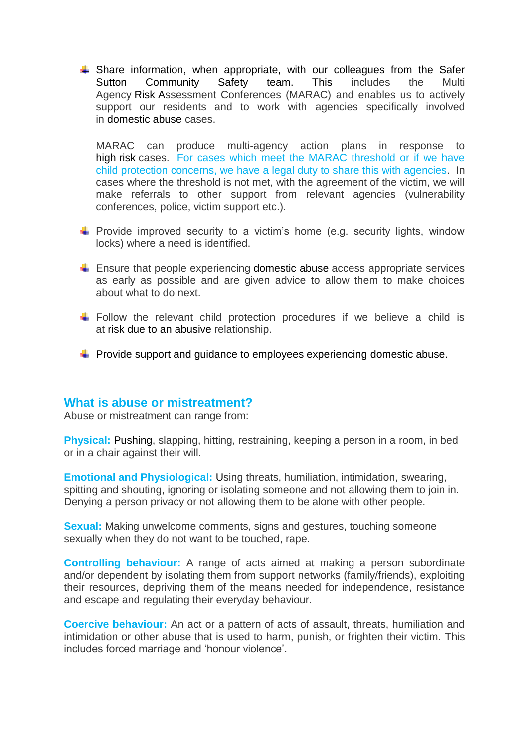- Share information, when appropriate, with our colleagues from the Safer Sutton Community Safety team. This includes the Multi Agency Risk Assessment Conferences (MARAC) and enables us to actively support our residents and to work with agencies specifically involved in domestic abuse cases.

  MARAC can produce multi-agency action plans in response to high risk cases. For cases which meet the MARAC threshold or if we have child protection concerns, we have a legal duty to share this with agencies. In cases where the threshold is not met, with the agreement of the victim, we will make referrals to other support from relevant agencies (vulnerability conferences, police, victim support etc.).

- Provide improved security to a victim's home (e.g. security lights, window locks) where a need is identified.

- Ensure that people experiencing domestic abuse access appropriate services as early as possible and are given advice to allow them to make choices about what to do next.

- Follow the relevant child protection procedures if we believe a child is at risk due to an abusive relationship.

- Provide support and guidance to employees experiencing domestic abuse.

## What is abuse or mistreatment?

Abuse or mistreatment can range from:

**Physical:** Pushing, slapping, hitting, restraining, keeping a person in a room, in bed or in a chair against their will.

**Emotional and Physiological:** Using threats, humiliation, intimidation, swearing, spitting and shouting, ignoring or isolating someone and not allowing them to join in. Denying a person privacy or not allowing them to be alone with other people.

**Sexual:** Making unwelcome comments, signs and gestures, touching someone sexually when they do not want to be touched, rape.

**Controlling behaviour:** A range of acts aimed at making a person subordinate and/or dependent by isolating them from support networks (family/friends), exploiting their resources, depriving them of the means needed for independence, resistance and escape and regulating their everyday behaviour.

**Coercive behaviour:** An act or a pattern of acts of assault, threats, humiliation and intimidation or other abuse that is used to harm, punish, or frighten their victim. This includes forced marriage and 'honour violence'.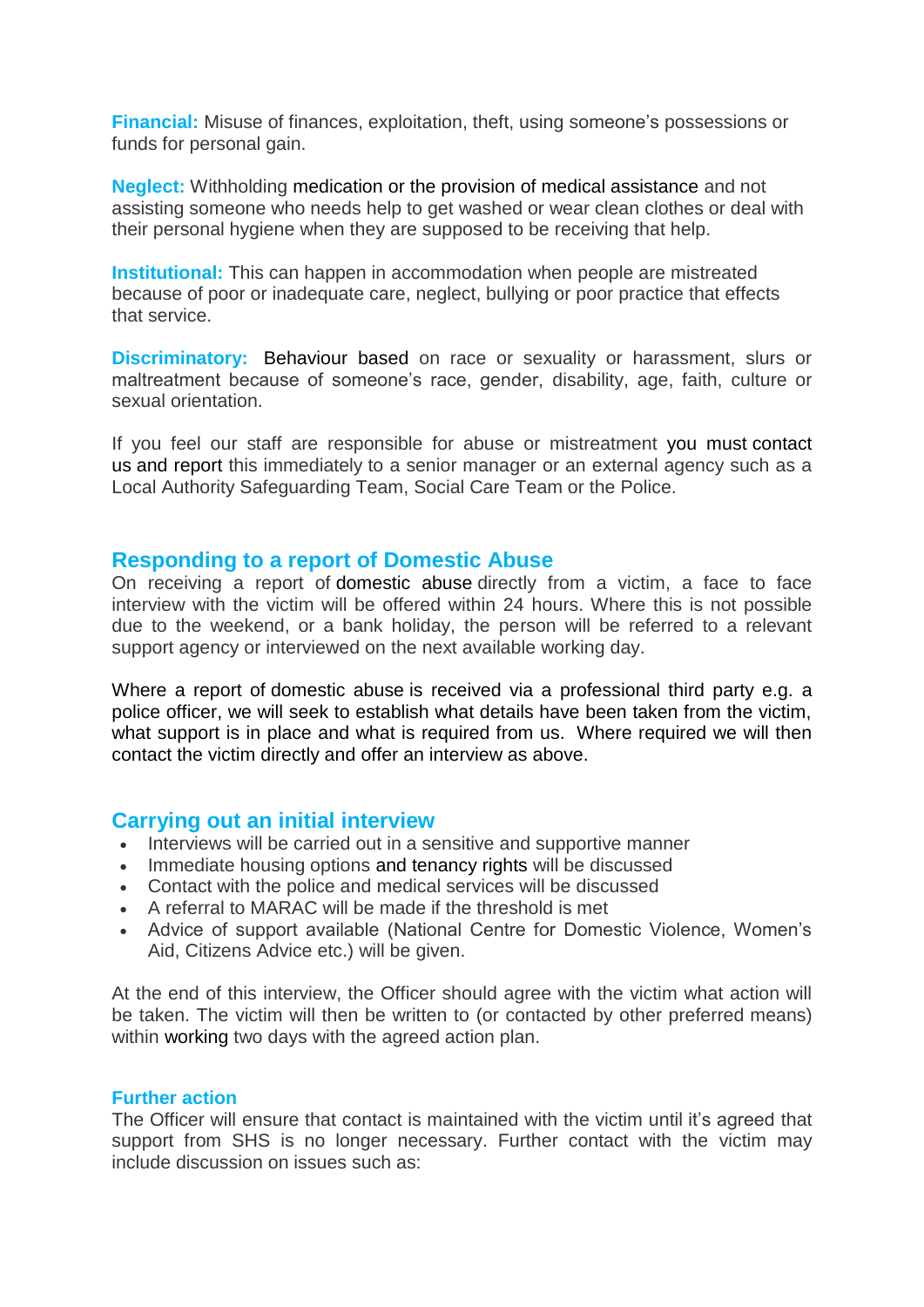**Financial:** Misuse of finances, exploitation, theft, using someone's possessions or funds for personal gain.

**Neglect:** Withholding medication or the provision of medical assistance and not assisting someone who needs help to get washed or wear clean clothes or deal with their personal hygiene when they are supposed to be receiving that help.

**Institutional:** This can happen in accommodation when people are mistreated because of poor or inadequate care, neglect, bullying or poor practice that effects that service.

**Discriminatory:** Behaviour based on race or sexuality or harassment, slurs or maltreatment because of someone's race, gender, disability, age, faith, culture or sexual orientation.

If you feel our staff are responsible for abuse or mistreatment you must contact us and report this immediately to a senior manager or an external agency such as a Local Authority Safeguarding Team, Social Care Team or the Police.

## Responding to a report of Domestic Abuse

On receiving a report of domestic abuse directly from a victim, a face to face interview with the victim will be offered within 24 hours. Where this is not possible due to the weekend, or a bank holiday, the person will be referred to a relevant support agency or interviewed on the next available working day.

Where a report of domestic abuse is received via a professional third party e.g. a police officer, we will seek to establish what details have been taken from the victim, what support is in place and what is required from us. Where required we will then contact the victim directly and offer an interview as above.

## Carrying out an initial interview

- Interviews will be carried out in a sensitive and supportive manner
- Immediate housing options and tenancy rights will be discussed
- Contact with the police and medical services will be discussed
- A referral to MARAC will be made if the threshold is met
- Advice of support available (National Centre for Domestic Violence, Women's Aid, Citizens Advice etc.) will be given.

At the end of this interview, the Officer should agree with the victim what action will be taken. The victim will then be written to (or contacted by other preferred means) within working two days with the agreed action plan.

### Further action

The Officer will ensure that contact is maintained with the victim until it's agreed that support from SHS is no longer necessary. Further contact with the victim may include discussion on issues such as: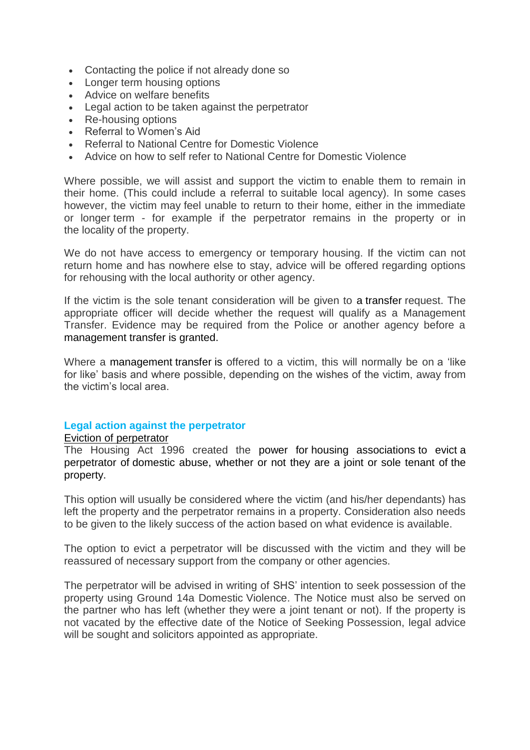- Contacting the police if not already done so
- Longer term housing options
- Advice on welfare benefits
- Legal action to be taken against the perpetrator
- Re-housing options
- Referral to Women's Aid
- Referral to National Centre for Domestic Violence
- Advice on how to self refer to National Centre for Domestic Violence

Where possible, we will assist and support the victim to enable them to remain in their home. (This could include a referral to suitable local agency). In some cases however, the victim may feel unable to return to their home, either in the immediate or longer term - for example if the perpetrator remains in the property or in the locality of the property.

We do not have access to emergency or temporary housing. If the victim can not return home and has nowhere else to stay, advice will be offered regarding options for rehousing with the local authority or other agency.

If the victim is the sole tenant consideration will be given to a transfer request. The appropriate officer will decide whether the request will qualify as a Management Transfer. Evidence may be required from the Police or another agency before a management transfer is granted.

Where a management transfer is offered to a victim, this will normally be on a 'like for like' basis and where possible, depending on the wishes of the victim, away from the victim's local area.

## Legal action against the perpetrator

Eviction of perpetrator

The Housing Act 1996 created the power for housing associations to evict a perpetrator of domestic abuse, whether or not they are a joint or sole tenant of the property.

This option will usually be considered where the victim (and his/her dependants) has left the property and the perpetrator remains in a property. Consideration also needs to be given to the likely success of the action based on what evidence is available.

The option to evict a perpetrator will be discussed with the victim and they will be reassured of necessary support from the company or other agencies.

The perpetrator will be advised in writing of SHS' intention to seek possession of the property using Ground 14a Domestic Violence. The Notice must also be served on the partner who has left (whether they were a joint tenant or not). If the property is not vacated by the effective date of the Notice of Seeking Possession, legal advice will be sought and solicitors appointed as appropriate.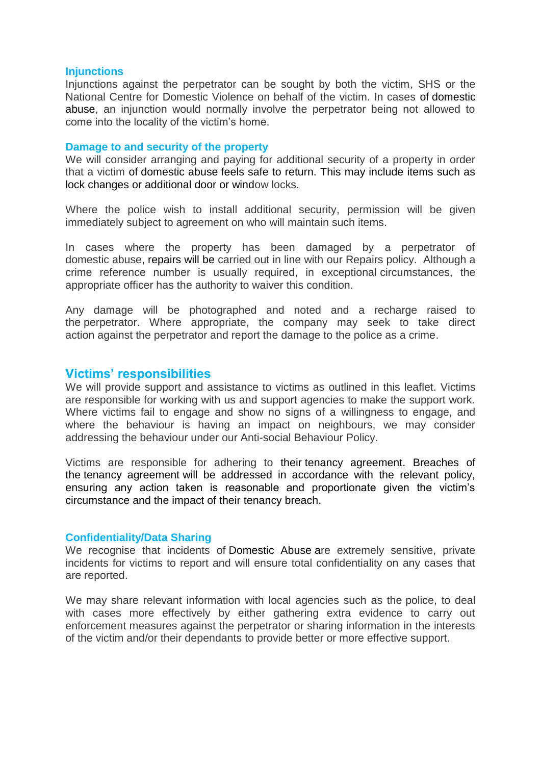### Injunctions

Injunctions against the perpetrator can be sought by both the victim, SHS or the National Centre for Domestic Violence on behalf of the victim. In cases of domestic abuse, an injunction would normally involve the perpetrator being not allowed to come into the locality of the victim's home.

### Damage to and security of the property

We will consider arranging and paying for additional security of a property in order that a victim of domestic abuse feels safe to return. This may include items such as lock changes or additional door or window locks.

Where the police wish to install additional security, permission will be given immediately subject to agreement on who will maintain such items.

In cases where the property has been damaged by a perpetrator of domestic abuse, repairs will be carried out in line with our Repairs policy. Although a crime reference number is usually required, in exceptional circumstances, the appropriate officer has the authority to waiver this condition.

Any damage will be photographed and noted and a recharge raised to the perpetrator. Where appropriate, the company may seek to take direct action against the perpetrator and report the damage to the police as a crime.

## Victims' responsibilities

We will provide support and assistance to victims as outlined in this leaflet. Victims are responsible for working with us and support agencies to make the support work. Where victims fail to engage and show no signs of a willingness to engage, and where the behaviour is having an impact on neighbours, we may consider addressing the behaviour under our Anti-social Behaviour Policy.

Victims are responsible for adhering to their tenancy agreement. Breaches of the tenancy agreement will be addressed in accordance with the relevant policy, ensuring any action taken is reasonable and proportionate given the victim's circumstance and the impact of their tenancy breach.

### Confidentiality/Data Sharing

We recognise that incidents of Domestic Abuse are extremely sensitive, private incidents for victims to report and will ensure total confidentiality on any cases that are reported.

We may share relevant information with local agencies such as the police, to deal with cases more effectively by either gathering extra evidence to carry out enforcement measures against the perpetrator or sharing information in the interests of the victim and/or their dependants to provide better or more effective support.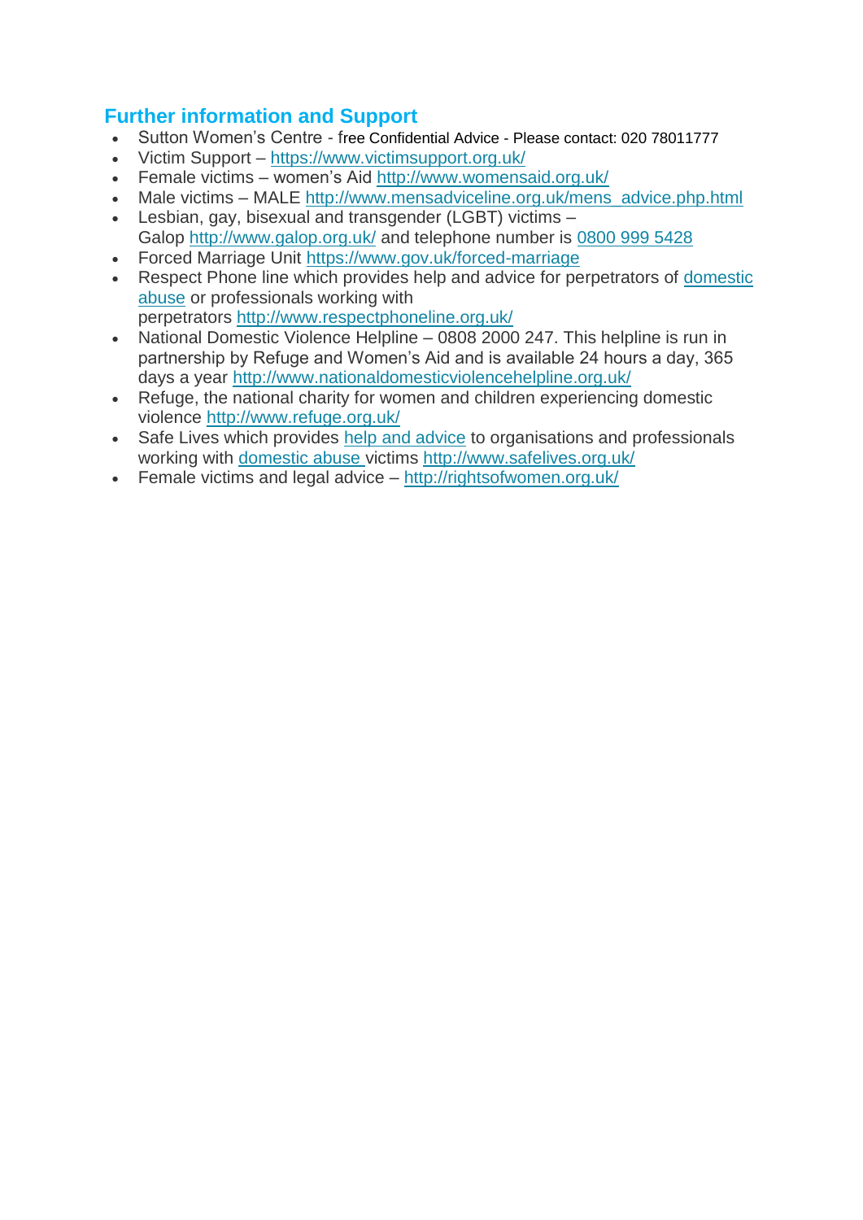## Further information and Support

- Sutton Women's Centre - free Confidential Advice - Please contact: 020 78011777
- Victim Support – https://www.victimsupport.org.uk/
- Female victims – women's Aid http://www.womensaid.org.uk/
- Male victims – MALE http://www.mensadviceline.org.uk/mens_advice.php.html
- Lesbian, gay, bisexual and transgender (LGBT) victims – Galop http://www.galop.org.uk/ and telephone number is 0800 999 5428
- Forced Marriage Unit https://www.gov.uk/forced-marriage
- Respect Phone line which provides help and advice for perpetrators of domestic abuse or professionals working with perpetrators http://www.respectphoneline.org.uk/
- National Domestic Violence Helpline – 0808 2000 247. This helpline is run in partnership by Refuge and Women's Aid and is available 24 hours a day, 365 days a year http://www.nationaldomesticviolencehelpline.org.uk/
- Refuge, the national charity for women and children experiencing domestic violence http://www.refuge.org.uk/
- Safe Lives which provides help and advice to organisations and professionals working with domestic abuse victims http://www.safelives.org.uk/
- Female victims and legal advice – http://rightsofwomen.org.uk/